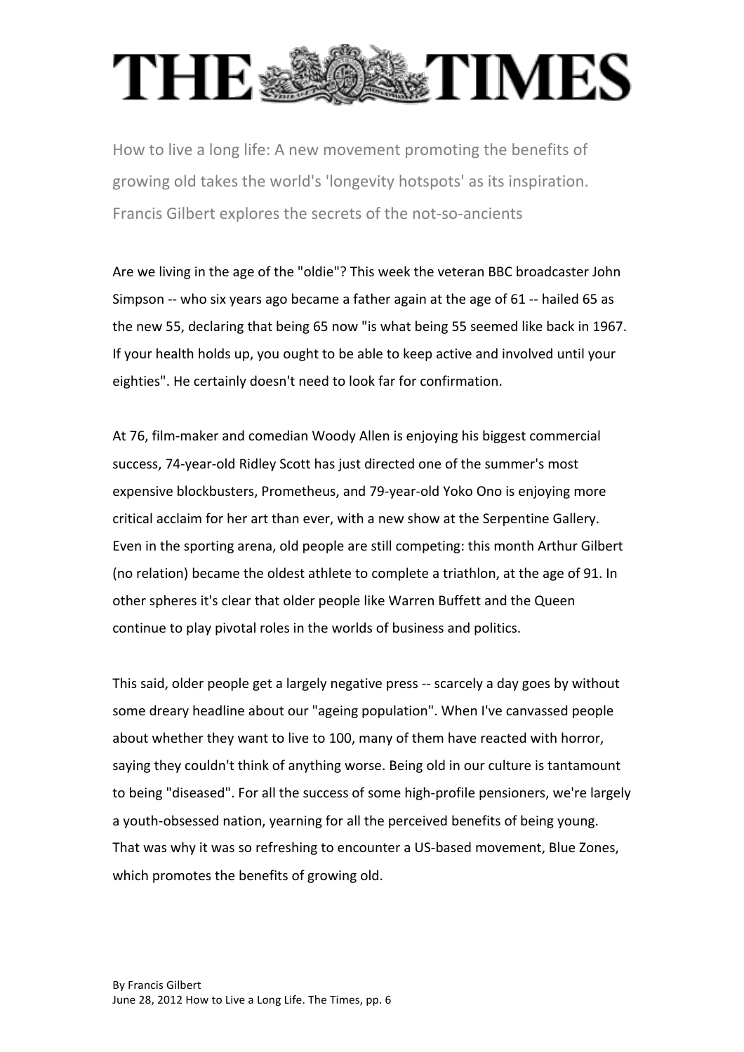# THE TIMES

How to live a long life: A new movement promoting the benefits of growing old takes the world's 'longevity hotspots' as its inspiration. Francis Gilbert explores the secrets of the not-so-ancients

Are we living in the age of the "oldie"? This week the veteran BBC broadcaster John Simpson -- who six years ago became a father again at the age of 61 -- hailed 65 as the new 55, declaring that being 65 now "is what being 55 seemed like back in 1967. If your health holds up, you ought to be able to keep active and involved until your eighties". He certainly doesn't need to look far for confirmation.

At 76, film-maker and comedian Woody Allen is enjoying his biggest commercial success, 74-year-old Ridley Scott has just directed one of the summer's most expensive blockbusters, Prometheus, and 79-year-old Yoko Ono is enjoying more critical acclaim for her art than ever, with a new show at the Serpentine Gallery. Even in the sporting arena, old people are still competing: this month Arthur Gilbert (no relation) became the oldest athlete to complete a triathlon, at the age of 91. In other spheres it's clear that older people like Warren Buffett and the Queen continue to play pivotal roles in the worlds of business and politics.

This said, older people get a largely negative press -- scarcely a day goes by without some dreary headline about our "ageing population". When I've canvassed people about whether they want to live to 100, many of them have reacted with horror, saying they couldn't think of anything worse. Being old in our culture is tantamount to being "diseased". For all the success of some high-profile pensioners, we're largely a youth-obsessed nation, yearning for all the perceived benefits of being young. That was why it was so refreshing to encounter a US-based movement, Blue Zones, which promotes the benefits of growing old.

By Francis Gilbert
June 28, 2012 How to Live a Long Life. The Times, pp. 6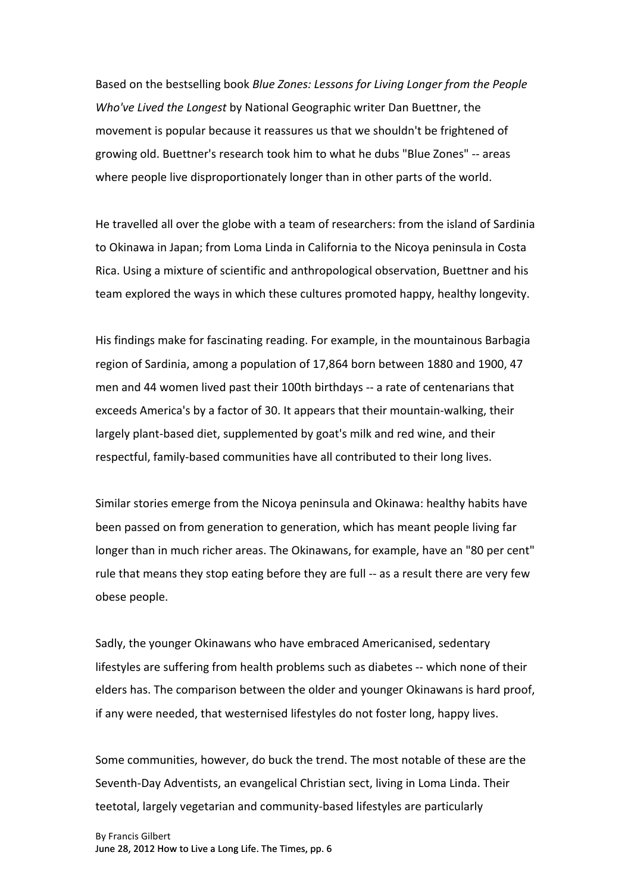Based on the bestselling book *Blue Zones: Lessons for Living Longer from the People Who've Lived the Longest* by National Geographic writer Dan Buettner, the movement is popular because it reassures us that we shouldn't be frightened of growing old. Buettner's research took him to what he dubs "Blue Zones" -- areas where people live disproportionately longer than in other parts of the world.

He travelled all over the globe with a team of researchers: from the island of Sardinia to Okinawa in Japan; from Loma Linda in California to the Nicoya peninsula in Costa Rica. Using a mixture of scientific and anthropological observation, Buettner and his team explored the ways in which these cultures promoted happy, healthy longevity.

His findings make for fascinating reading. For example, in the mountainous Barbagia region of Sardinia, among a population of 17,864 born between 1880 and 1900, 47 men and 44 women lived past their 100th birthdays -- a rate of centenarians that exceeds America's by a factor of 30. It appears that their mountain-walking, their largely plant-based diet, supplemented by goat's milk and red wine, and their respectful, family-based communities have all contributed to their long lives.

Similar stories emerge from the Nicoya peninsula and Okinawa: healthy habits have been passed on from generation to generation, which has meant people living far longer than in much richer areas. The Okinawans, for example, have an "80 per cent" rule that means they stop eating before they are full -- as a result there are very few obese people.

Sadly, the younger Okinawans who have embraced Americanised, sedentary lifestyles are suffering from health problems such as diabetes -- which none of their elders has. The comparison between the older and younger Okinawans is hard proof, if any were needed, that westernised lifestyles do not foster long, happy lives.

Some communities, however, do buck the trend. The most notable of these are the Seventh-Day Adventists, an evangelical Christian sect, living in Loma Linda. Their teetotal, largely vegetarian and community-based lifestyles are particularly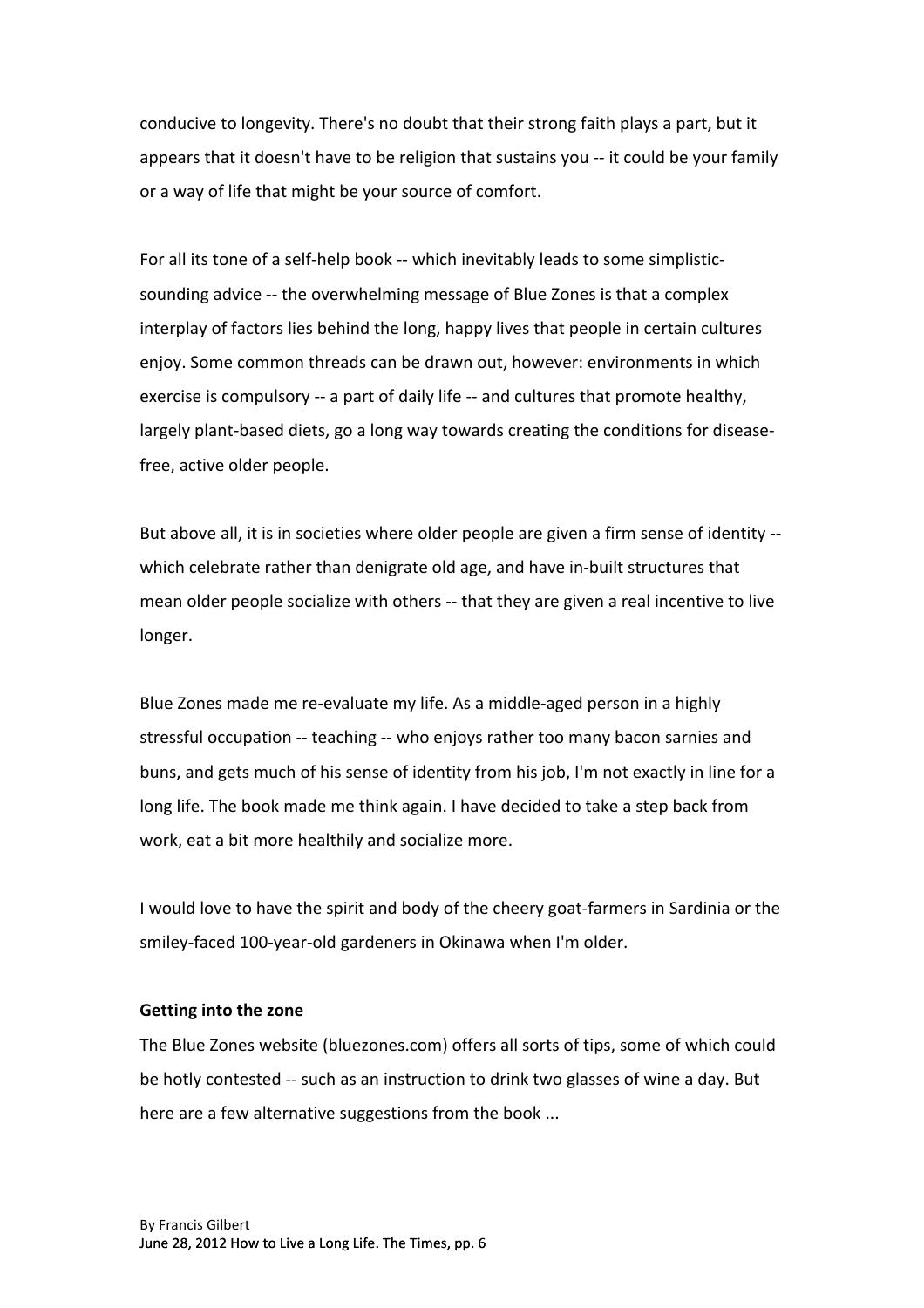conducive to longevity. There's no doubt that their strong faith plays a part, but it appears that it doesn't have to be religion that sustains you -- it could be your family or a way of life that might be your source of comfort.

For all its tone of a self-help book -- which inevitably leads to some simplistic-sounding advice -- the overwhelming message of Blue Zones is that a complex interplay of factors lies behind the long, happy lives that people in certain cultures enjoy. Some common threads can be drawn out, however: environments in which exercise is compulsory -- a part of daily life -- and cultures that promote healthy, largely plant-based diets, go a long way towards creating the conditions for disease-free, active older people.

But above all, it is in societies where older people are given a firm sense of identity -- which celebrate rather than denigrate old age, and have in-built structures that mean older people socialize with others -- that they are given a real incentive to live longer.

Blue Zones made me re-evaluate my life. As a middle-aged person in a highly stressful occupation -- teaching -- who enjoys rather too many bacon sarnies and buns, and gets much of his sense of identity from his job, I'm not exactly in line for a long life. The book made me think again. I have decided to take a step back from work, eat a bit more healthily and socialize more.

I would love to have the spirit and body of the cheery goat-farmers in Sardinia or the smiley-faced 100-year-old gardeners in Okinawa when I'm older.

**Getting into the zone**

The Blue Zones website (bluezones.com) offers all sorts of tips, some of which could be hotly contested -- such as an instruction to drink two glasses of wine a day. But here are a few alternative suggestions from the book ...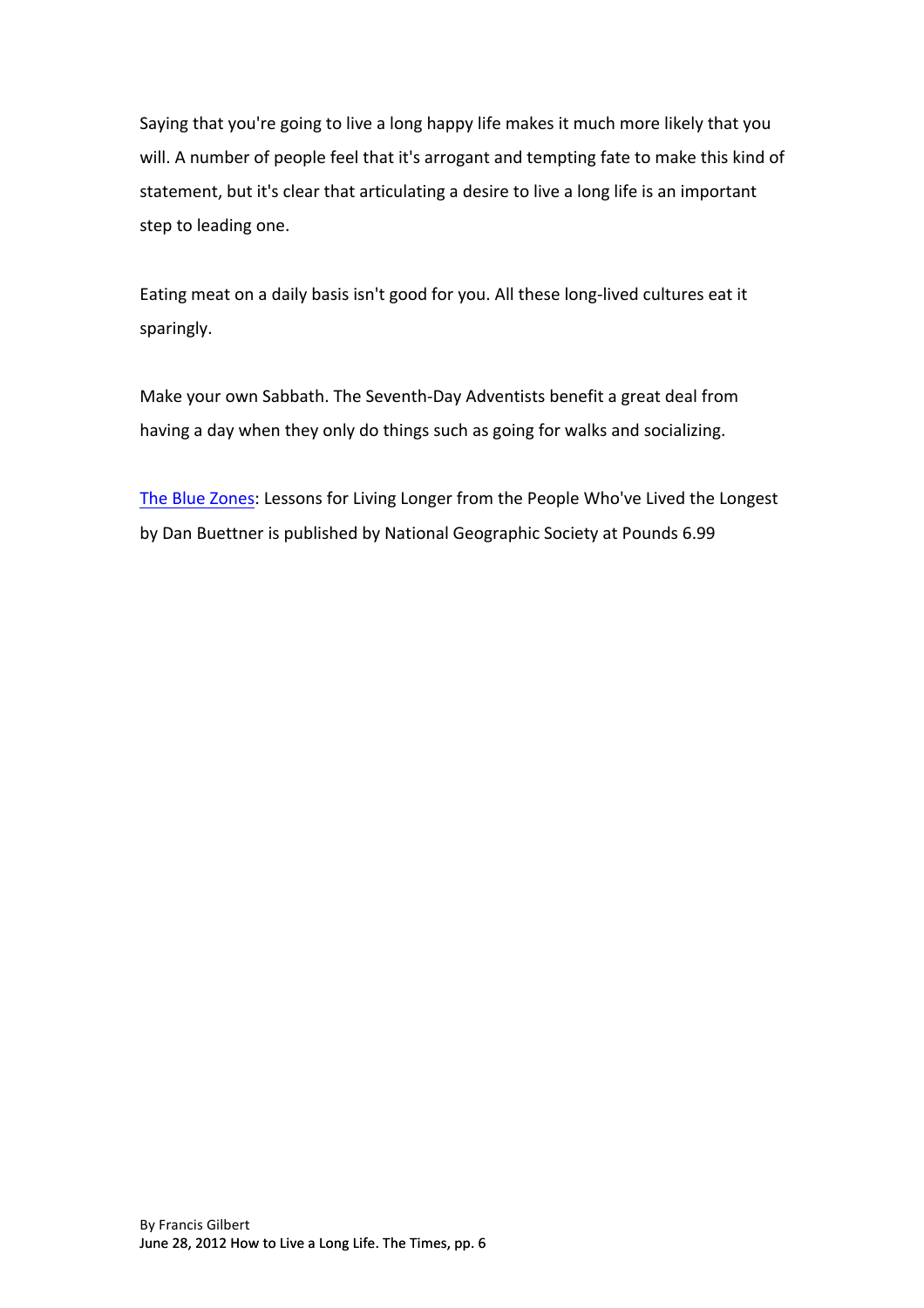Saying that you're going to live a long happy life makes it much more likely that you will. A number of people feel that it's arrogant and tempting fate to make this kind of statement, but it's clear that articulating a desire to live a long life is an important step to leading one.

Eating meat on a daily basis isn't good for you. All these long-lived cultures eat it sparingly.

Make your own Sabbath. The Seventh-Day Adventists benefit a great deal from having a day when they only do things such as going for walks and socializing.

The Blue Zones: Lessons for Living Longer from the People Who've Lived the Longest by Dan Buettner is published by National Geographic Society at Pounds 6.99